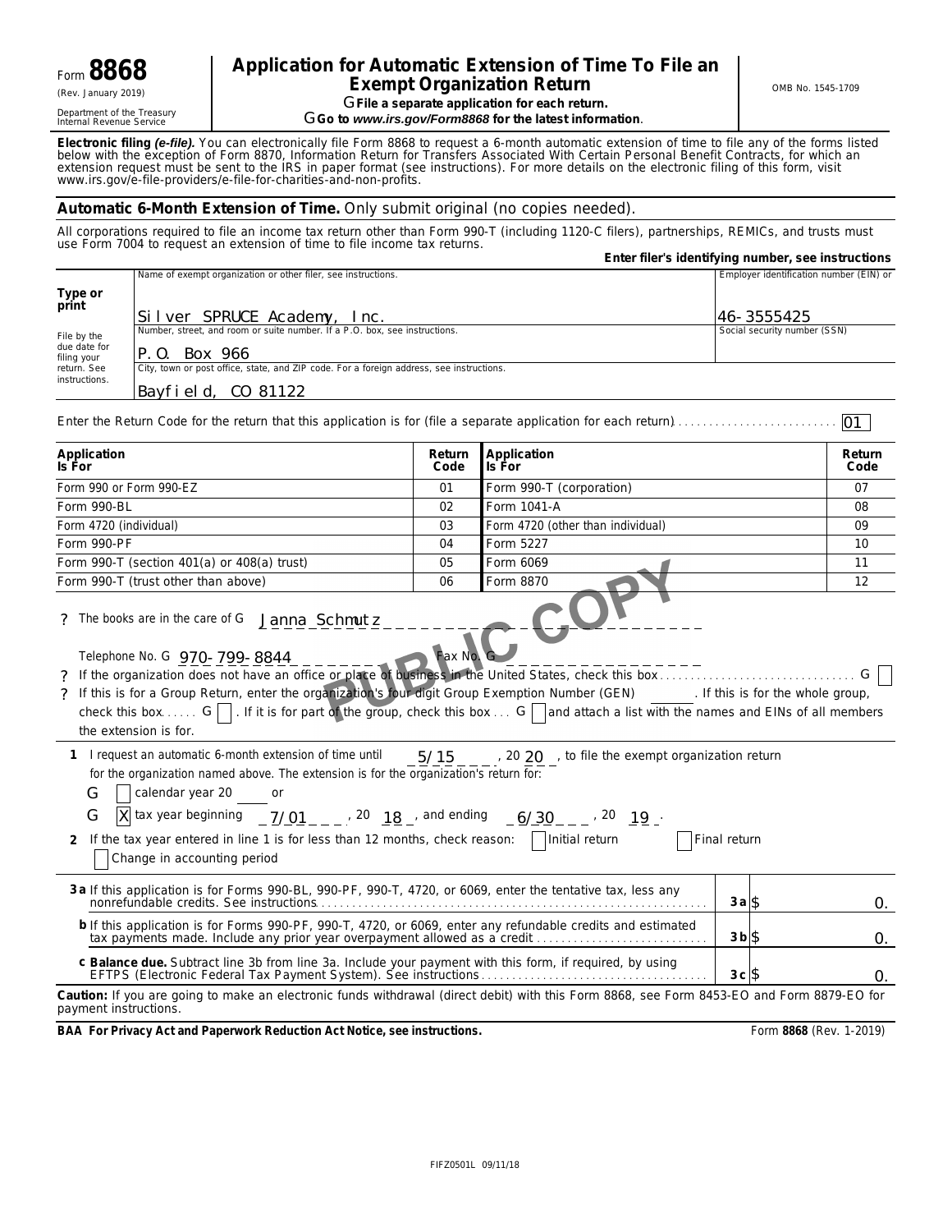Form **8868**
(Rev. January 2019)
Department of the Treasury
Internal Revenue Service

# Application for Automatic Extension of Time To File an Exempt Organization Return

G **File a separate application for each return.**
G **Go to *www.irs.gov/Form8868* for the latest information**.

OMB No. 1545-1709

**Electronic filing *(e-file)*.** You can electronically file Form 8868 to request a 6-month automatic extension of time to file any of the forms listed below with the exception of Form 8870, Information Return for Transfers Associated With Certain Personal Benefit Contracts, for which an extension request must be sent to the IRS in paper format (see instructions). For more details on the electronic filing of this form, visit www.irs.gov/e-file-providers/e-file-for-charities-and-non-profits.

**Automatic 6-Month Extension of Time.** Only submit original (no copies needed).

All corporations required to file an income tax return other than Form 990-T (including 1120-C filers), partnerships, REMICs, and trusts must use Form 7004 to request an extension of time to file income tax returns.

**Enter filer's identifying number, see instructions**

| | | |
|---|---|---|
| **Type or print** | Name of exempt organization or other filer, see instructions.<br>Silver SPRUCE Academy, Inc. | Employer identification number (EIN) or<br>46-3555425 |
| File by the due date for filing your return. See instructions. | Number, street, and room or suite number. If a P.O. box, see instructions.<br>P.O. Box 966 | Social security number (SSN) |
| | City, town or post office, state, and ZIP code. For a foreign address, see instructions.<br>Bayfield, CO 81122 | |

Enter the Return Code for the return that this application is for (file a separate application for each return) .......... 01

| Application Is For | Return Code | Application Is For | Return Code |
|---|---|---|---|
| Form 990 or Form 990-EZ | 01 | Form 990-T (corporation) | 07 |
| Form 990-BL | 02 | Form 1041-A | 08 |
| Form 4720 (individual) | 03 | Form 4720 (other than individual) | 09 |
| Form 990-PF | 04 | Form 5227 | 10 |
| Form 990-T (section 401(a) or 408(a) trust) | 05 | Form 6069 | 11 |
| Form 990-T (trust other than above) | 06 | Form 8870 | 12 |

PUBLIC COPY

- The books are in the care of G Janna Schmutz

  Telephone No. G 970-799-8844 Fax No. G
- If the organization does not have an office or place of business in the United States, check this box .......... G ☐
- If this is for a Group Return, enter the organization's four digit Group Exemption Number (GEN) ______. If this is for the whole group, check this box ..... G ☐. If it is for part of the group, check this box ... G ☐ and attach a list with the names and EINs of all members the extension is for.

**1** I request an automatic 6-month extension of time until 5/15, 20 20, to file the exempt organization return for the organization named above. The extension is for the organization's return for:

G ☐ calendar year 20 ____ or

G ☒ tax year beginning 7/01, 20 18, and ending 6/30, 20 19.

**2** If the tax year entered in line 1 is for less than 12 months, check reason: ☐ Initial return ☐ Final return ☐ Change in accounting period

| | | |
|---|---|---|
| **3a** If this application is for Forms 990-BL, 990-PF, 990-T, 4720, or 6069, enter the tentative tax, less any nonrefundable credits. See instructions | **3a** | $ 0. |
| **b** If this application is for Forms 990-PF, 990-T, 4720, or 6069, enter any refundable credits and estimated tax payments made. Include any prior year overpayment allowed as a credit | **3b** | $ 0. |
| **c Balance due.** Subtract line 3b from line 3a. Include your payment with this form, if required, by using EFTPS (Electronic Federal Tax Payment System). See instructions | **3c** | $ 0. |

**Caution:** If you are going to make an electronic funds withdrawal (direct debit) with this Form 8868, see Form 8453-EO and Form 8879-EO for payment instructions.

**BAA For Privacy Act and Paperwork Reduction Act Notice, see instructions.** Form **8868** (Rev. 1-2019)

FIFZ0501L 09/11/18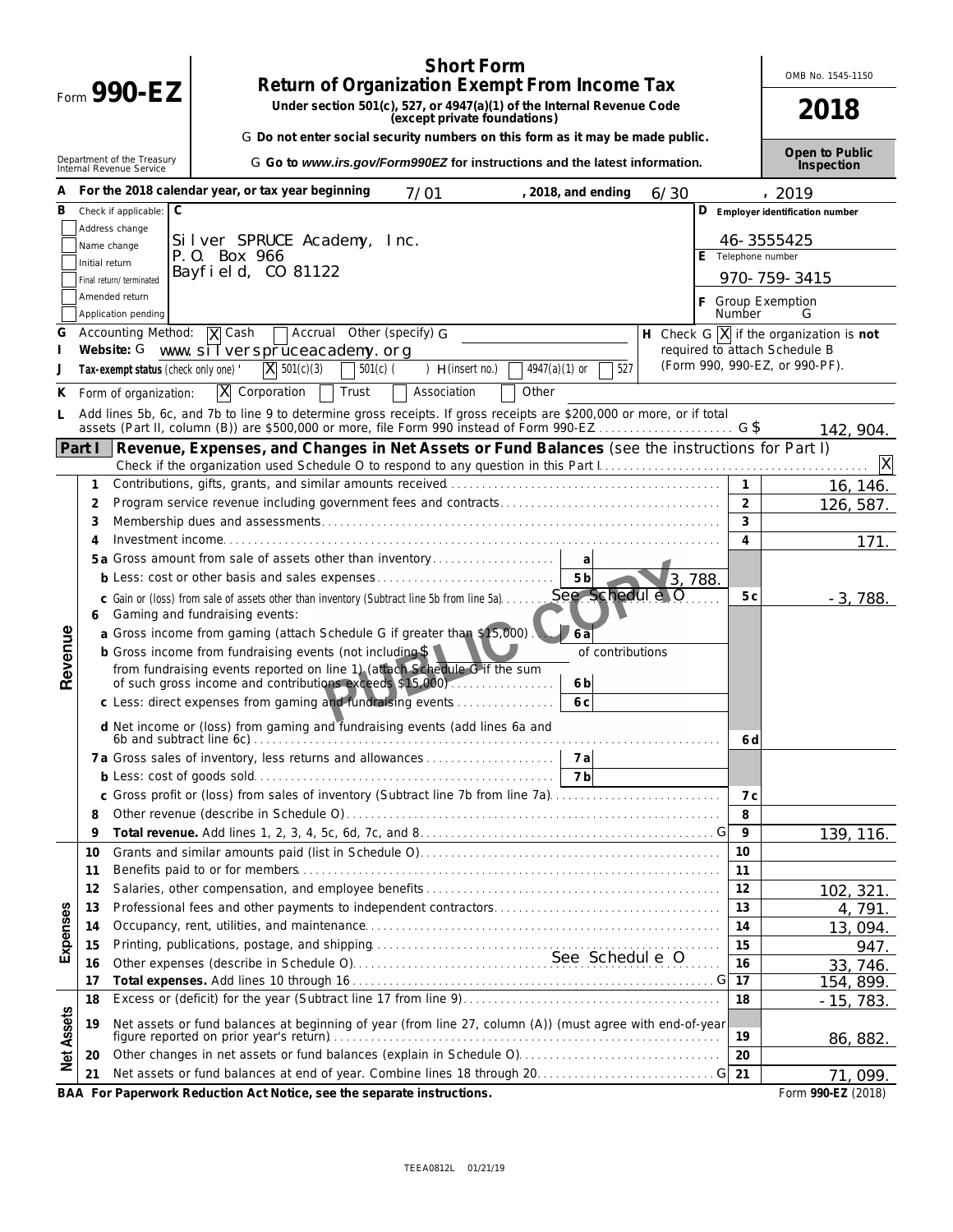# Form 990-EZ

## Short Form
## Return of Organization Exempt From Income Tax

**Under section 501(c), 527, or 4947(a)(1) of the Internal Revenue Code (except private foundations)**

G **Do not enter social security numbers on this form as it may be made public.**

G **Go to *www.irs.gov/Form990EZ* for instructions and the latest information.**

Department of the Treasury
Internal Revenue Service

OMB No. 1545-1150

**2018**

**Open to Public Inspection**

**A** For the 2018 calendar year, or tax year beginning 7/01, 2018, and ending 6/30, 2019

**B** Check if applicable:
- [ ] Address change
- [ ] Name change
- [ ] Initial return
- [ ] Final return/terminated
- [ ] Amended return
- [ ] Application pending

**C**
Silver SPRUCE Academy, Inc.
P.O. Box 966
Bayfield, CO 81122

**D** Employer identification number: 46-3555425

**E** Telephone number: 970-759-3415

**F** Group Exemption Number G

**G** Accounting Method: [X] Cash [ ] Accrual Other (specify) G

**H** Check G [X] if the organization is **not** required to attach Schedule B (Form 990, 990-EZ, or 990-PF).

**I** Website: G www.silverspruceacademy.org

**J** Tax-exempt status (check only one) ' [X] 501(c)(3) [ ] 501(c) ( ) H (insert no.) [ ] 4947(a)(1) or [ ] 527

**K** Form of organization: [X] Corporation [ ] Trust [ ] Association [ ] Other

**L** Add lines 5b, 6c, and 7b to line 9 to determine gross receipts. If gross receipts are $200,000 or more, or if total assets (Part II, column (B)) are $500,000 or more, file Form 990 instead of Form 990-EZ G $ 142,904.

## Part I Revenue, Expenses, and Changes in Net Assets or Fund Balances (see the instructions for Part I)

Check if the organization used Schedule O to respond to any question in this Part I [X]

| | Line | Description | | | Ref | Amount |
|---|---|---|---|---|---|---|
| Revenue | 1 | Contributions, gifts, grants, and similar amounts received | | | 1 | 16,146. |
| | 2 | Program service revenue including government fees and contracts | | | 2 | 126,587. |
| | 3 | Membership dues and assessments | | | 3 | |
| | 4 | Investment income | | | 4 | 171. |
| | 5a | Gross amount from sale of assets other than inventory | 5a | | | |
| | b | Less: cost or other basis and sales expenses | 5b | 3,788. | | |
| | c | Gain or (loss) from sale of assets other than inventory (Subtract line 5b from line 5a) See Schedule O | | | 5c | -3,788. |
| | 6 | Gaming and fundraising events: | | | | |
| | a | Gross income from gaming (attach Schedule G if greater than $15,000) | 6a | | | |
| | b | Gross income from fundraising events (not including $ of contributions from fundraising events reported on line 1) (attach Schedule G if the sum of such gross income and contributions exceeds $15,000) | 6b | | | |
| | c | Less: direct expenses from gaming and fundraising events | 6c | | | |
| | d | Net income or (loss) from gaming and fundraising events (add lines 6a and 6b and subtract line 6c) | | | 6d | |
| | 7a | Gross sales of inventory, less returns and allowances | 7a | | | |
| | b | Less: cost of goods sold | 7b | | | |
| | c | Gross profit or (loss) from sales of inventory (Subtract line 7b from line 7a) | | | 7c | |
| | 8 | Other revenue (describe in Schedule O) | | | 8 | |
| | 9 | **Total revenue.** Add lines 1, 2, 3, 4, 5c, 6d, 7c, and 8 G | | | 9 | 139,116. |
| Expenses | 10 | Grants and similar amounts paid (list in Schedule O) | | | 10 | |
| | 11 | Benefits paid to or for members | | | 11 | |
| | 12 | Salaries, other compensation, and employee benefits | | | 12 | 102,321. |
| | 13 | Professional fees and other payments to independent contractors | | | 13 | 4,791. |
| | 14 | Occupancy, rent, utilities, and maintenance | | | 14 | 13,094. |
| | 15 | Printing, publications, postage, and shipping | | | 15 | 947. |
| | 16 | Other expenses (describe in Schedule O) See Schedule O | | | 16 | 33,746. |
| | 17 | **Total expenses.** Add lines 10 through 16 G | | | 17 | 154,899. |
| Net Assets | 18 | Excess or (deficit) for the year (Subtract line 17 from line 9) | | | 18 | -15,783. |
| | 19 | Net assets or fund balances at beginning of year (from line 27, column (A)) (must agree with end-of-year figure reported on prior year's return) | | | 19 | 86,882. |
| | 20 | Other changes in net assets or fund balances (explain in Schedule O) | | | 20 | |
| | 21 | Net assets or fund balances at end of year. Combine lines 18 through 20 G | | | 21 | 71,099. |

**BAA For Paperwork Reduction Act Notice, see the separate instructions.** Form **990-EZ** (2018)

TEEA0812L 01/21/19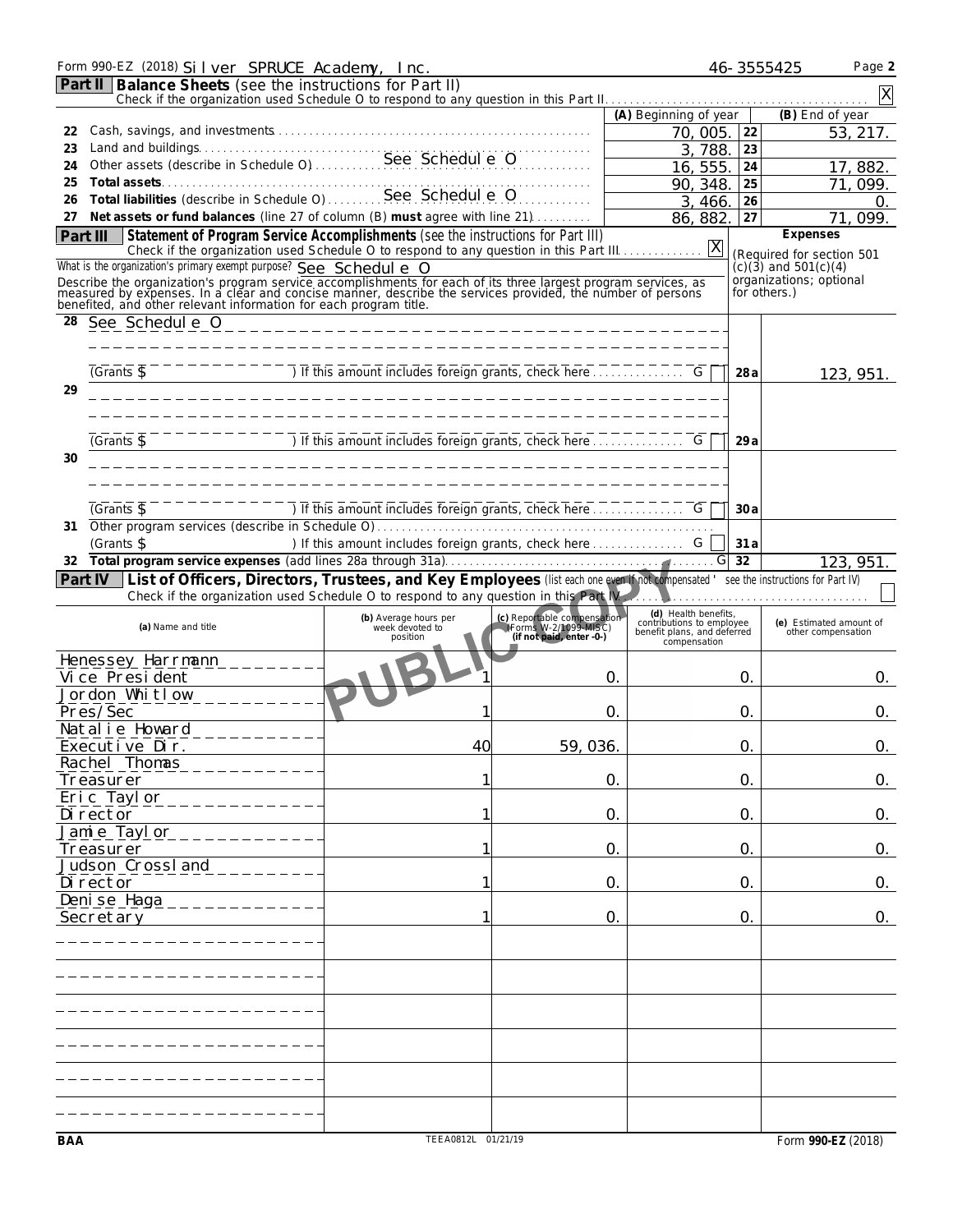Form 990-EZ (2018) Silver SPRUCE Academy, Inc. 46-3555425 Page **2**

## Part II Balance Sheets (see the instructions for Part II)

Check if the organization used Schedule O to respond to any question in this Part II. . . . . . . . . . . . . . . . . . . . . . . . . . . . . . . . . . . . . . . . . . . . X

| | | (A) Beginning of year | | (B) End of year |
|---|---|---|---|---|
| 22 | Cash, savings, and investments | 70,005. | 22 | 53,217. |
| 23 | Land and buildings | 3,788. | 23 | |
| 24 | Other assets (describe in Schedule O) See Schedule O | 16,555. | 24 | 17,882. |
| 25 | **Total assets** | 90,348. | 25 | 71,099. |
| 26 | **Total liabilities** (describe in Schedule O) See Schedule O | 3,466. | 26 | 0. |
| 27 | **Net assets or fund balances** (line 27 of column (B) **must** agree with line 21) | 86,882. | 27 | 71,099. |

## Part III Statement of Program Service Accomplishments (see the instructions for Part III)

Check if the organization used Schedule O to respond to any question in this Part III. . . . . . . . . . . . . . X

What is the organization's primary exempt purpose? See Schedule O

Describe the organization's program service accomplishments for each of its three largest program services, as measured by expenses. In a clear and concise manner, describe the services provided, the number of persons benefited, and other relevant information for each program title.

**Expenses** (Required for section 501(c)(3) and 501(c)(4) organizations; optional for others.)

| | | | |
|---|---|---|---|
| 28 | See Schedule O<br>(Grants $ ) If this amount includes foreign grants, check here . . . . . G ☐ | 28a | 123,951. |
| 29 | (Grants $ ) If this amount includes foreign grants, check here . . . . . G ☐ | 29a | |
| 30 | (Grants $ ) If this amount includes foreign grants, check here . . . . . G ☐ | 30a | |
| 31 | Other program services (describe in Schedule O)<br>(Grants $ ) If this amount includes foreign grants, check here . . . . . G ☐ | 31a | |
| 32 | **Total program service expenses** (add lines 28a through 31a) . . . . . G | 32 | 123,951. |

## Part IV List of Officers, Directors, Trustees, and Key Employees (list each one even if not compensated ' see the instructions for Part IV)

Check if the organization used Schedule O to respond to any question in this Part IV. . . . . . . . . . . . . . . . ☐

| (a) Name and title | (b) Average hours per week devoted to position | (c) Reportable compensation (Forms W-2/1099-MISC) (if not paid, enter -0-) | (d) Health benefits, contributions to employee benefit plans, and deferred compensation | (e) Estimated amount of other compensation |
|---|---|---|---|---|
| Henessey Harrmann<br>Vice President | 1 | 0. | 0. | 0. |
| Jordon Whitlow<br>Pres/Sec | 1 | 0. | 0. | 0. |
| Natalie Howard<br>Executive Dir. | 40 | 59,036. | 0. | 0. |
| Rachel Thomas<br>Treasurer | 1 | 0. | 0. | 0. |
| Eric Taylor<br>Director | 1 | 0. | 0. | 0. |
| Jamie Taylor<br>Treasurer | 1 | 0. | 0. | 0. |
| Judson Crossland<br>Director | 1 | 0. | 0. | 0. |
| Denise Haga<br>Secretary | 1 | 0. | 0. | 0. |
| | | | | |
| | | | | |
| | | | | |
| | | | | |
| | | | | |
| | | | | |

PUBLIC COPY

BAA TEEA0812L 01/21/19 Form **990-EZ** (2018)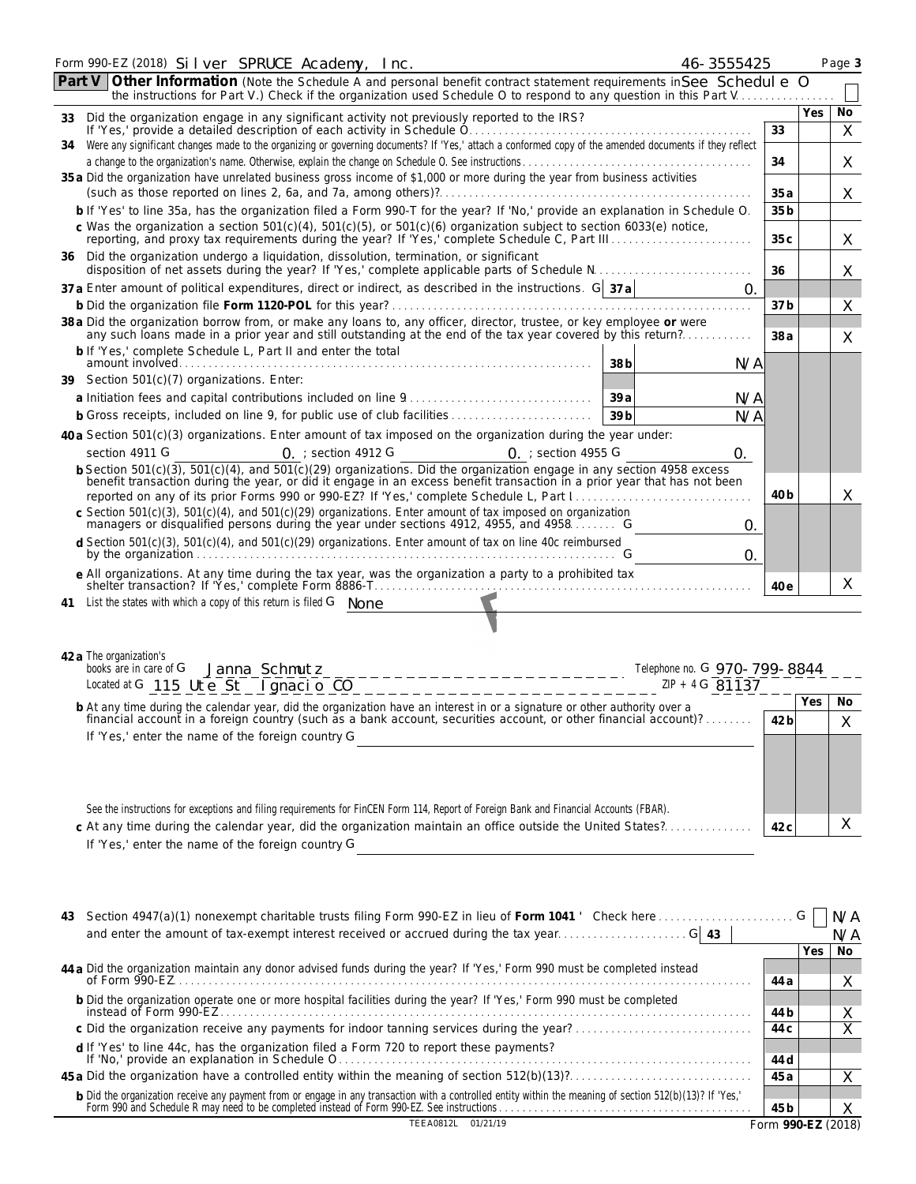Form 990-EZ (2018) Silver SPRUCE Academy, Inc. 46-3555425

## Part V Other Information

(Note the Schedule A and personal benefit contract statement requirements in the instructions for Part V.) Check if the organization used Schedule O to respond to any question in this Part V . . . See Schedule O ☐

| | | | Yes | No |
|---|---|---|---|---|
| 33 | Did the organization engage in any significant activity not previously reported to the IRS? If 'Yes,' provide a detailed description of each activity in Schedule O | 33 | | X |
| 34 | Were any significant changes made to the organizing or governing documents? If 'Yes,' attach a conformed copy of the amended documents if they reflect a change to the organization's name. Otherwise, explain the change on Schedule O. See instructions | 34 | | X |
| 35a | Did the organization have unrelated business gross income of $1,000 or more during the year from business activities (such as those reported on lines 2, 6a, and 7a, among others)? | 35a | | X |
| b | If 'Yes' to line 35a, has the organization filed a Form 990-T for the year? If 'No,' provide an explanation in Schedule O | 35b | | |
| c | Was the organization a section 501(c)(4), 501(c)(5), or 501(c)(6) organization subject to section 6033(e) notice, reporting, and proxy tax requirements during the year? If 'Yes,' complete Schedule C, Part III | 35c | | X |
| 36 | Did the organization undergo a liquidation, dissolution, termination, or significant disposition of net assets during the year? If 'Yes,' complete applicable parts of Schedule N | 36 | | X |
| 37a | Enter amount of political expenditures, direct or indirect, as described in the instructions. 37a 0. | | | |
| b | Did the organization file Form 1120-POL for this year? | 37b | | X |
| 38a | Did the organization borrow from, or make any loans to, any officer, director, trustee, or key employee or were any such loans made in a prior year and still outstanding at the end of the tax year covered by this return? | 38a | | X |
| b | If 'Yes,' complete Schedule L, Part II and enter the total amount involved 38b N/A | | | |
| 39 | Section 501(c)(7) organizations. Enter: | | | |
| a | Initiation fees and capital contributions included on line 9 39a N/A | | | |
| b | Gross receipts, included on line 9, for public use of club facilities 39b N/A | | | |
| 40a | Section 501(c)(3) organizations. Enter amount of tax imposed on the organization during the year under: section 4911 0. ; section 4912 0. ; section 4955 0. | | | |
| b | Section 501(c)(3), 501(c)(4), and 501(c)(29) organizations. Did the organization engage in any section 4958 excess benefit transaction during the year, or did it engage in an excess benefit transaction in a prior year that has not been reported on any of its prior Forms 990 or 990-EZ? If 'Yes,' complete Schedule L, Part I | 40b | | X |
| c | Section 501(c)(3), 501(c)(4), and 501(c)(29) organizations. Enter amount of tax imposed on organization managers or disqualified persons during the year under sections 4912, 4955, and 4958 0. | | | |
| d | Section 501(c)(3), 501(c)(4), and 501(c)(29) organizations. Enter amount of tax on line 40c reimbursed by the organization 0. | | | |
| e | All organizations. At any time during the tax year, was the organization a party to a prohibited tax shelter transaction? If 'Yes,' complete Form 8886-T | 40e | | X |

41 List the states with which a copy of this return is filed None

42a The organization's books are in care of Janna Schmutz Telephone no. 970-799-8844
Located at 115 Ute St Ignacio CO ZIP + 4 81137

| | | | Yes | No |
|---|---|---|---|---|
| b | At any time during the calendar year, did the organization have an interest in or a signature or other authority over a financial account in a foreign country (such as a bank account, securities account, or other financial account)? If 'Yes,' enter the name of the foreign country | 42b | | X |
| | See the instructions for exceptions and filing requirements for FinCEN Form 114, Report of Foreign Bank and Financial Accounts (FBAR). | | | |
| c | At any time during the calendar year, did the organization maintain an office outside the United States? If 'Yes,' enter the name of the foreign country | 42c | | X |

43 Section 4947(a)(1) nonexempt charitable trusts filing Form 990-EZ in lieu of Form 1041 ' Check here ☐ N/A
and enter the amount of tax-exempt interest received or accrued during the tax year 43 N/A

| | | | Yes | No |
|---|---|---|---|---|
| 44a | Did the organization maintain any donor advised funds during the year? If 'Yes,' Form 990 must be completed instead of Form 990-EZ | 44a | | X |
| b | Did the organization operate one or more hospital facilities during the year? If 'Yes,' Form 990 must be completed instead of Form 990-EZ | 44b | | X |
| c | Did the organization receive any payments for indoor tanning services during the year? | 44c | | X |
| d | If 'Yes' to line 44c, has the organization filed a Form 720 to report these payments? If 'No,' provide an explanation in Schedule O | 44d | | |
| 45a | Did the organization have a controlled entity within the meaning of section 512(b)(13)? | 45a | | X |
| b | Did the organization receive any payment from or engage in any transaction with a controlled entity within the meaning of section 512(b)(13)? If 'Yes,' Form 990 and Schedule R may need to be completed instead of Form 990-EZ. See instructions | 45b | | X |

TEEA0812L 01/21/19 Form 990-EZ (2018)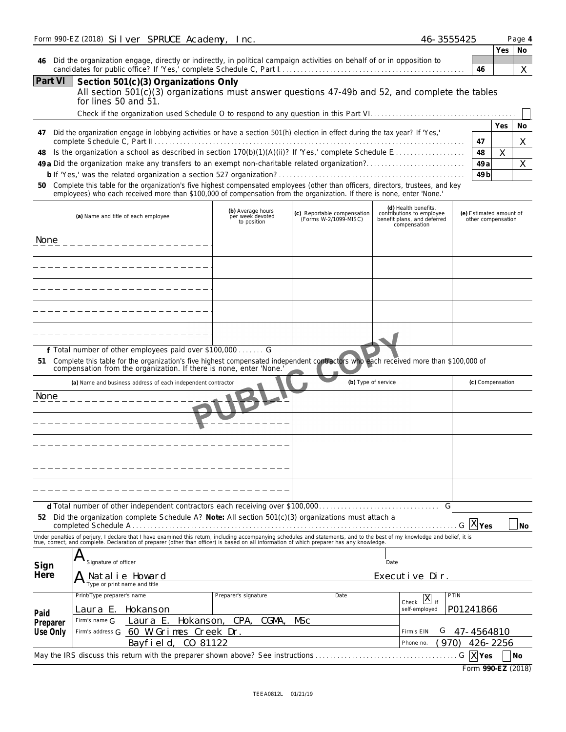Form 990-EZ (2018) Silver SPRUCE Academy, Inc. 46-3555425 Page **4**

| | | | Yes | No |
|---|---|---|---|---|
| **46** | Did the organization engage, directly or indirectly, in political campaign activities on behalf of or in opposition to candidates for public office? If 'Yes,' complete Schedule C, Part I | **46** | | X |

**Part VI** **Section 501(c)(3) Organizations Only**

All section 501(c)(3) organizations must answer questions 47-49b and 52, and complete the tables for lines 50 and 51.

Check if the organization used Schedule O to respond to any question in this Part VI ☐

| | | | Yes | No |
|---|---|---|---|---|
| **47** | Did the organization engage in lobbying activities or have a section 501(h) election in effect during the tax year? If 'Yes,' complete Schedule C, Part II | **47** | | X |
| **48** | Is the organization a school as described in section 170(b)(1)(A)(ii)? If 'Yes,' complete Schedule E | **48** | X | |
| **49a** | Did the organization make any transfers to an exempt non-charitable related organization? | **49a** | | X |
| **b** | If 'Yes,' was the related organization a section 527 organization? | **49b** | | |

**50** Complete this table for the organization's five highest compensated employees (other than officers, directors, trustees, and key employees) who each received more than $100,000 of compensation from the organization. If there is none, enter 'None.'

| (a) Name and title of each employee | (b) Average hours per week devoted to position | (c) Reportable compensation (Forms W-2/1099-MISC) | (d) Health benefits, contributions to employee benefit plans, and deferred compensation | (e) Estimated amount of other compensation |
|---|---|---|---|---|
| None | | | | |
| | | | | |
| | | | | |
| | | | | |
| | | | | |

**f** Total number of other employees paid over $100,000 G

**51** Complete this table for the organization's five highest compensated independent contractors who each received more than $100,000 of compensation from the organization. If there is none, enter 'None.'

| (a) Name and business address of each independent contractor | (b) Type of service | (c) Compensation |
|---|---|---|
| None | | |
| | | |
| | | |
| | | |
| | | |

**d** Total number of other independent contractors each receiving over $100,000 G

**52** Did the organization complete Schedule A? **Note:** All section 501(c)(3) organizations must attach a completed Schedule A G ☒ **Yes** ☐ **No**

Under penalties of perjury, I declare that I have examined this return, including accompanying schedules and statements, and to the best of my knowledge and belief, it is true, correct, and complete. Declaration of preparer (other than officer) is based on all information of which preparer has any knowledge.

**Sign Here**

Signature of officer — Date

Natalie Howard — Executive Dir.
Type or print name and title

**Paid Preparer Use Only**

| Print/Type preparer's name | Preparer's signature | Date | Check ☒ if self-employed | PTIN |
|---|---|---|---|---|
| Laura E. Hokanson | | | | P01241866 |

Firm's name G Laura E. Hokanson, CPA, CGMA, MSc

Firm's address G 60 W Grimes Creek Dr. Bayfield, CO 81122

Firm's EIN G 47-4564810

Phone no. (970) 426-2256

May the IRS discuss this return with the preparer shown above? See instructions G ☒ **Yes** ☐ **No**

Form **990-EZ** (2018)

TEEA0812L 01/21/19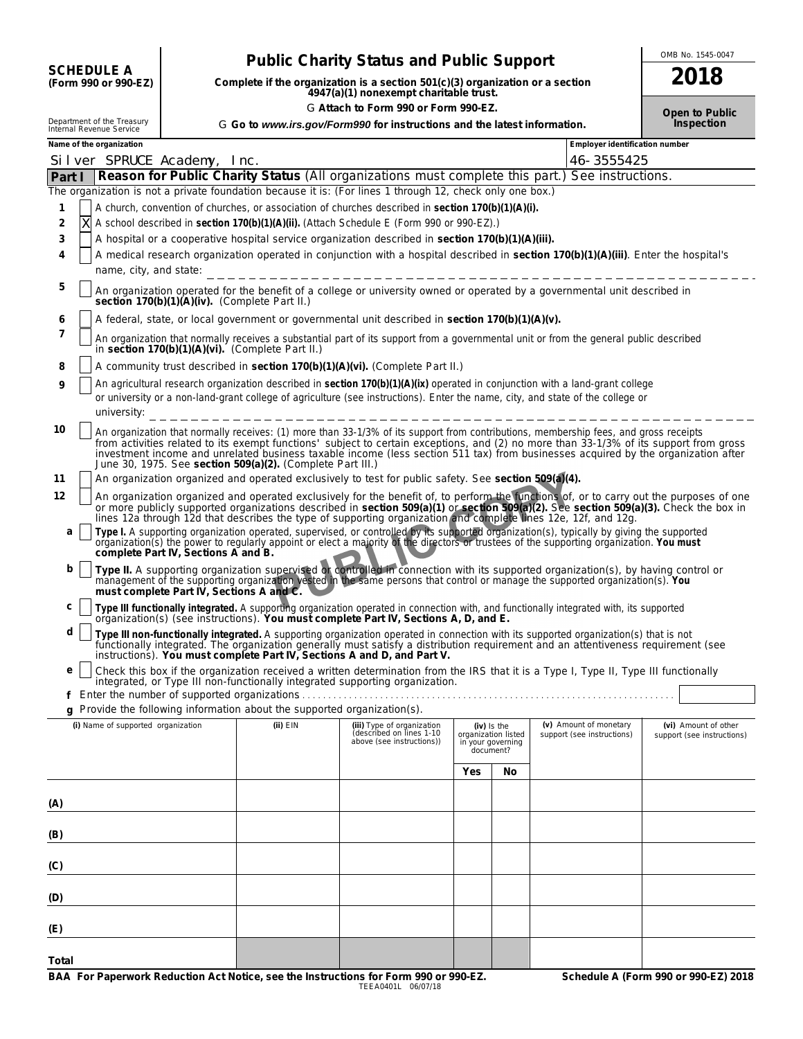**SCHEDULE A**
**(Form 990 or 990-EZ)**

Department of the Treasury
Internal Revenue Service

# Public Charity Status and Public Support

**Complete if the organization is a section 501(c)(3) organization or a section 4947(a)(1) nonexempt charitable trust.**

▶ **Attach to Form 990 or Form 990-EZ.**

▶ **Go to www.irs.gov/Form990 for instructions and the latest information.**

OMB No. 1545-0047

**2018**

**Open to Public Inspection**

**Name of the organization:** Silver SPRUCE Academy, Inc.

**Employer identification number:** 46-3555425

## Part I — Reason for Public Charity Status (All organizations must complete this part.) See instructions.

The organization is not a private foundation because it is: (For lines 1 through 12, check only one box.)

1. [ ] A church, convention of churches, or association of churches described in **section 170(b)(1)(A)(i).**
2. [X] A school described in **section 170(b)(1)(A)(ii).** (Attach Schedule E (Form 990 or 990-EZ).)
3. [ ] A hospital or a cooperative hospital service organization described in **section 170(b)(1)(A)(iii).**
4. [ ] A medical research organization operated in conjunction with a hospital described in **section 170(b)(1)(A)(iii)**. Enter the hospital's name, city, and state:
5. [ ] An organization operated for the benefit of a college or university owned or operated by a governmental unit described in **section 170(b)(1)(A)(iv).** (Complete Part II.)
6. [ ] A federal, state, or local government or governmental unit described in **section 170(b)(1)(A)(v).**
7. [ ] An organization that normally receives a substantial part of its support from a governmental unit or from the general public described in **section 170(b)(1)(A)(vi).** (Complete Part II.)
8. [ ] A community trust described in **section 170(b)(1)(A)(vi).** (Complete Part II.)
9. [ ] An agricultural research organization described in **section 170(b)(1)(A)(ix)** operated in conjunction with a land-grant college or university or a non-land-grant college of agriculture (see instructions). Enter the name, city, and state of the college or university:
10. [ ] An organization that normally receives: (1) more than 33-1/3% of its support from contributions, membership fees, and gross receipts from activities related to its exempt functions' subject to certain exceptions, and (2) no more than 33-1/3% of its support from gross investment income and unrelated business taxable income (less section 511 tax) from businesses acquired by the organization after June 30, 1975. See **section 509(a)(2).** (Complete Part III.)
11. [ ] An organization organized and operated exclusively to test for public safety. See **section 509(a)(4).**
12. [ ] An organization organized and operated exclusively for the benefit of, to perform the functions of, or to carry out the purposes of one or more publicly supported organizations described in **section 509(a)(1)** or **section 509(a)(2).** See **section 509(a)(3).** Check the box in lines 12a through 12d that describes the type of supporting organization and complete lines 12e, 12f, and 12g.
   - **a** [ ] **Type I.** A supporting organization operated, supervised, or controlled by its supported organization(s), typically by giving the supported organization(s) the power to regularly appoint or elect a majority of the directors or trustees of the supporting organization. **You must complete Part IV, Sections A and B.**
   - **b** [ ] **Type II.** A supporting organization supervised or controlled in connection with its supported organization(s), by having control or management of the supporting organization vested in the same persons that control or manage the supported organization(s). **You must complete Part IV, Sections A and C.**
   - **c** [ ] **Type III functionally integrated.** A supporting organization operated in connection with, and functionally integrated with, its supported organization(s) (see instructions). **You must complete Part IV, Sections A, D, and E.**
   - **d** [ ] **Type III non-functionally integrated.** A supporting organization operated in connection with its supported organization(s) that is not functionally integrated. The organization generally must satisfy a distribution requirement and an attentiveness requirement (see instructions). **You must complete Part IV, Sections A and D, and Part V.**
   - **e** [ ] Check this box if the organization received a written determination from the IRS that it is a Type I, Type II, Type III functionally integrated, or Type III non-functionally integrated supporting organization.
   - **f** Enter the number of supported organizations
   - **g** Provide the following information about the supported organization(s).

| (i) Name of supported organization | (ii) EIN | (iii) Type of organization (described on lines 1-10 above (see instructions)) | (iv) Is the organization listed in your governing document? | | (v) Amount of monetary support (see instructions) | (vi) Amount of other support (see instructions) |
|---|---|---|---|---|---|---|
| | | | Yes | No | | |
| (A) | | | | | | |
| (B) | | | | | | |
| (C) | | | | | | |
| (D) | | | | | | |
| (E) | | | | | | |
| Total | | | | | | |

**BAA For Paperwork Reduction Act Notice, see the Instructions for Form 990 or 990-EZ.** TEEA0401L 06/07/18 **Schedule A (Form 990 or 990-EZ) 2018**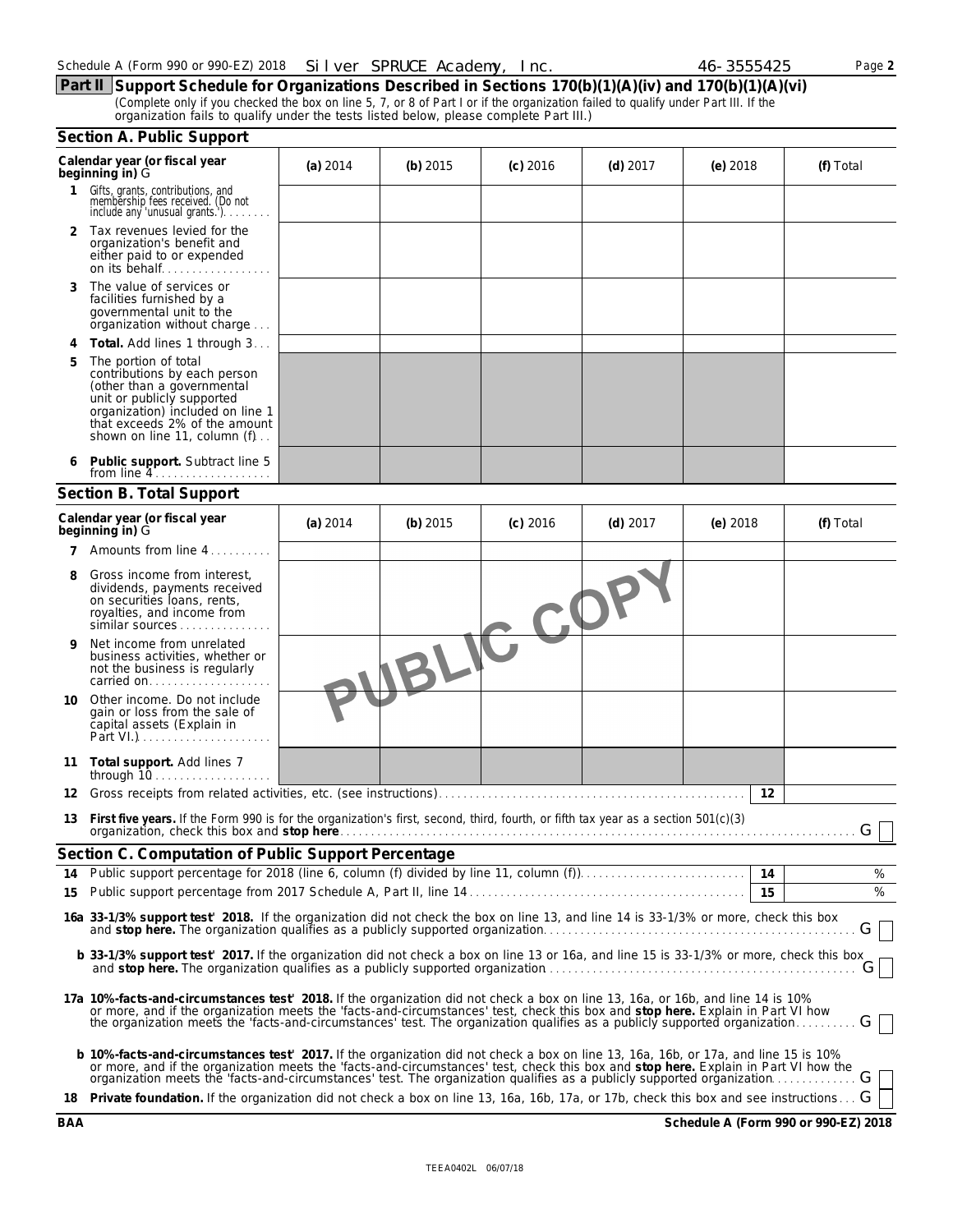Schedule A (Form 990 or 990-EZ) 2018 Silver SPRUCE Academy, Inc. 46-3555425

## Part II Support Schedule for Organizations Described in Sections 170(b)(1)(A)(iv) and 170(b)(1)(A)(vi)

(Complete only if you checked the box on line 5, 7, or 8 of Part I or if the organization failed to qualify under Part III. If the organization fails to qualify under the tests listed below, please complete Part III.)

### Section A. Public Support

| Calendar year (or fiscal year beginning in) | (a) 2014 | (b) 2015 | (c) 2016 | (d) 2017 | (e) 2018 | (f) Total |
|---|---|---|---|---|---|---|
| 1 Gifts, grants, contributions, and membership fees received. (Do not include any 'unusual grants.') | | | | | | |
| 2 Tax revenues levied for the organization's benefit and either paid to or expended on its behalf | | | | | | |
| 3 The value of services or facilities furnished by a governmental unit to the organization without charge | | | | | | |
| 4 **Total.** Add lines 1 through 3 | | | | | | |
| 5 The portion of total contributions by each person (other than a governmental unit or publicly supported organization) included on line 1 that exceeds 2% of the amount shown on line 11, column (f) | | | | | | |
| 6 **Public support.** Subtract line 5 from line 4 | | | | | | |

### Section B. Total Support

| Calendar year (or fiscal year beginning in) | (a) 2014 | (b) 2015 | (c) 2016 | (d) 2017 | (e) 2018 | (f) Total |
|---|---|---|---|---|---|---|
| 7 Amounts from line 4 | | | | | | |
| 8 Gross income from interest, dividends, payments received on securities loans, rents, royalties, and income from similar sources | | | | | | |
| 9 Net income from unrelated business activities, whether or not the business is regularly carried on | | | | | | |
| 10 Other income. Do not include gain or loss from the sale of capital assets (Explain in Part VI.) | | | | | | |
| 11 **Total support.** Add lines 7 through 10 | | | | | | |

PUBLIC COPY

12 Gross receipts from related activities, etc. (see instructions) | 12 |

13 **First five years.** If the Form 990 is for the organization's first, second, third, fourth, or fifth tax year as a section 501(c)(3) organization, check this box and **stop here** ☐

### Section C. Computation of Public Support Percentage

14 Public support percentage for 2018 (line 6, column (f) divided by line 11, column (f)) | 14 | %

15 Public support percentage from 2017 Schedule A, Part II, line 14 | 15 | %

**16a 33-1/3% support test' 2018.** If the organization did not check the box on line 13, and line 14 is 33-1/3% or more, check this box and **stop here.** The organization qualifies as a publicly supported organization ☐

**b 33-1/3% support test' 2017.** If the organization did not check a box on line 13 or 16a, and line 15 is 33-1/3% or more, check this box and **stop here.** The organization qualifies as a publicly supported organization ☐

**17a 10%-facts-and-circumstances test' 2018.** If the organization did not check a box on line 13, 16a, or 16b, and line 14 is 10% or more, and if the organization meets the 'facts-and-circumstances' test, check this box and **stop here.** Explain in Part VI how the organization meets the 'facts-and-circumstances' test. The organization qualifies as a publicly supported organization ☐

**b 10%-facts-and-circumstances test' 2017.** If the organization did not check a box on line 13, 16a, 16b, or 17a, and line 15 is 10% or more, and if the organization meets the 'facts-and-circumstances' test, check this box and **stop here.** Explain in Part VI how the organization meets the 'facts-and-circumstances' test. The organization qualifies as a publicly supported organization ☐

18 **Private foundation.** If the organization did not check a box on line 13, 16a, 16b, 17a, or 17b, check this box and see instructions ☐

BAA **Schedule A (Form 990 or 990-EZ) 2018**

TEEA0402L 06/07/18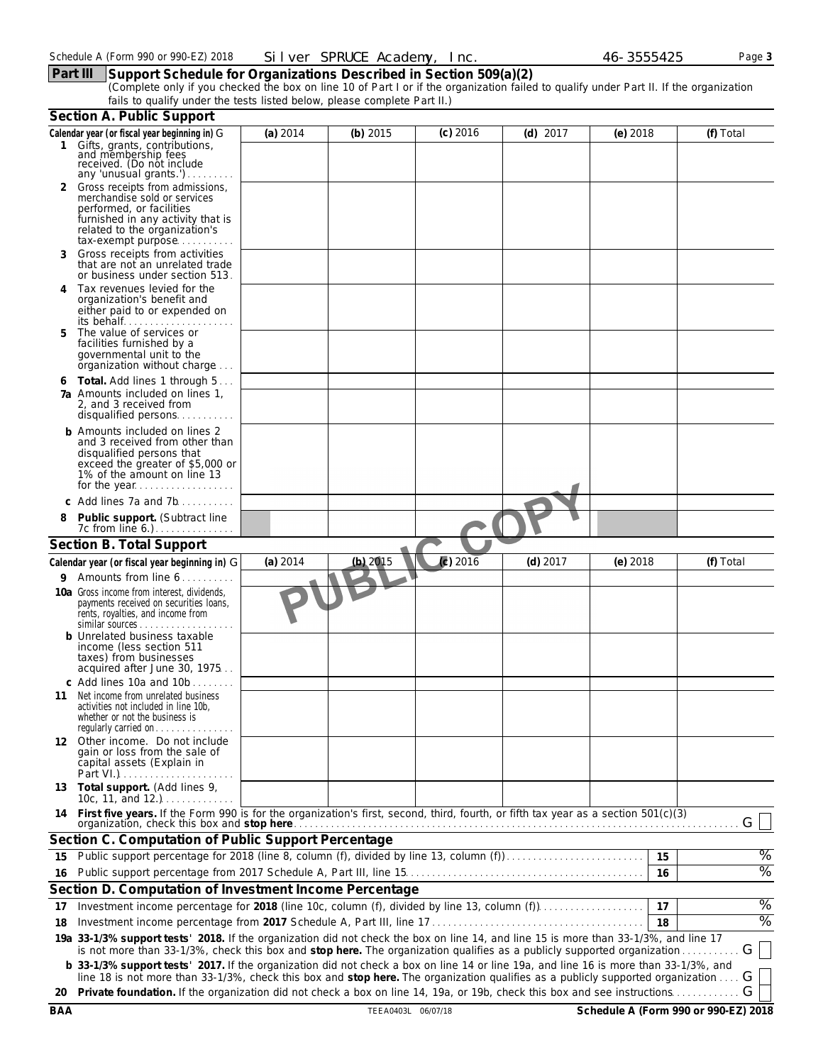Schedule A (Form 990 or 990-EZ) 2018 Silver SPRUCE Academy, Inc. 46-3555425

## Part III Support Schedule for Organizations Described in Section 509(a)(2)

(Complete only if you checked the box on line 10 of Part I or if the organization failed to qualify under Part II. If the organization fails to qualify under the tests listed below, please complete Part II.)

### Section A. Public Support

| Calendar year (or fiscal year beginning in) | (a) 2014 | (b) 2015 | (c) 2016 | (d) 2017 | (e) 2018 | (f) Total |
|---|---|---|---|---|---|---|
| 1 Gifts, grants, contributions, and membership fees received. (Do not include any 'unusual grants.') | | | | | | |
| 2 Gross receipts from admissions, merchandise sold or services performed, or facilities furnished in any activity that is related to the organization's tax-exempt purpose | | | | | | |
| 3 Gross receipts from activities that are not an unrelated trade or business under section 513 | | | | | | |
| 4 Tax revenues levied for the organization's benefit and either paid to or expended on its behalf | | | | | | |
| 5 The value of services or facilities furnished by a governmental unit to the organization without charge | | | | | | |
| 6 Total. Add lines 1 through 5 | | | | | | |
| 7a Amounts included on lines 1, 2, and 3 received from disqualified persons | | | | | | |
| b Amounts included on lines 2 and 3 received from other than disqualified persons that exceed the greater of $5,000 or 1% of the amount on line 13 for the year | | | | | | |
| c Add lines 7a and 7b | | | | | | |
| 8 Public support. (Subtract line 7c from line 6.) | | | | | | |

### Section B. Total Support

| Calendar year (or fiscal year beginning in) | (a) 2014 | (b) 2015 | (c) 2016 | (d) 2017 | (e) 2018 | (f) Total |
|---|---|---|---|---|---|---|
| 9 Amounts from line 6 | | | | | | |
| 10a Gross income from interest, dividends, payments received on securities loans, rents, royalties, and income from similar sources | | | | | | |
| b Unrelated business taxable income (less section 511 taxes) from businesses acquired after June 30, 1975 | | | | | | |
| c Add lines 10a and 10b | | | | | | |
| 11 Net income from unrelated business activities not included in line 10b, whether or not the business is regularly carried on | | | | | | |
| 12 Other income. Do not include gain or loss from the sale of capital assets (Explain in Part VI.) | | | | | | |
| 13 Total support. (Add lines 9, 10c, 11, and 12.) | | | | | | |

14 **First five years.** If the Form 990 is for the organization's first, second, third, fourth, or fifth tax year as a section 501(c)(3) organization, check this box and **stop here** ☐

### Section C. Computation of Public Support Percentage

| | | | |
|---|---|---|---|
| 15 | Public support percentage for 2018 (line 8, column (f), divided by line 13, column (f)) | 15 | % |
| 16 | Public support percentage from 2017 Schedule A, Part III, line 15 | 16 | % |

### Section D. Computation of Investment Income Percentage

| | | | |
|---|---|---|---|
| 17 | Investment income percentage for **2018** (line 10c, column (f), divided by line 13, column (f)) | 17 | % |
| 18 | Investment income percentage from **2017** Schedule A, Part III, line 17 | 18 | % |

19a **33-1/3% support tests – 2018.** If the organization did not check the box on line 14, and line 15 is more than 33-1/3%, and line 17 is not more than 33-1/3%, check this box and **stop here.** The organization qualifies as a publicly supported organization ☐

b **33-1/3% support tests – 2017.** If the organization did not check a box on line 14 or line 19a, and line 16 is more than 33-1/3%, and line 18 is not more than 33-1/3%, check this box and **stop here.** The organization qualifies as a publicly supported organization ☐

20 **Private foundation.** If the organization did not check a box on line 14, 19a, or 19b, check this box and see instructions ☐

PUBLIC COPY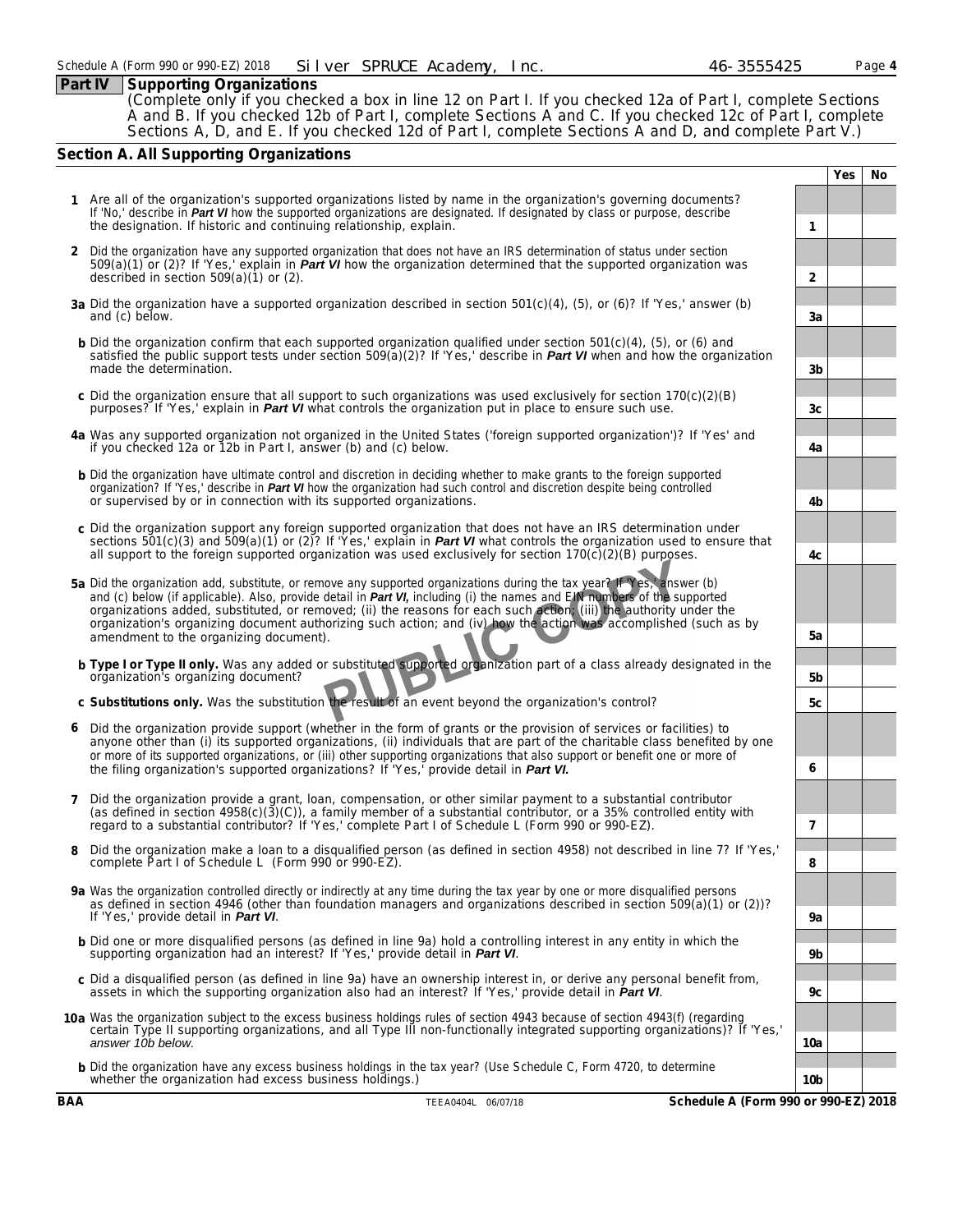## Part IV Supporting Organizations

(Complete only if you checked a box in line 12 on Part I. If you checked 12a of Part I, complete Sections A and B. If you checked 12b of Part I, complete Sections A and C. If you checked 12c of Part I, complete Sections A, D, and E. If you checked 12d of Part I, complete Sections A and D, and complete Part V.)

### Section A. All Supporting Organizations

| | | Line | Yes | No |
|---|---|---|---|---|
| **1** | Are all of the organization's supported organizations listed by name in the organization's governing documents? If 'No,' describe in ***Part VI*** how the supported organizations are designated. If designated by class or purpose, describe the designation. If historic and continuing relationship, explain. | 1 | | |
| **2** | Did the organization have any supported organization that does not have an IRS determination of status under section 509(a)(1) or (2)? If 'Yes,' explain in ***Part VI*** how the organization determined that the supported organization was described in section 509(a)(1) or (2). | 2 | | |
| **3a** | Did the organization have a supported organization described in section 501(c)(4), (5), or (6)? If 'Yes,' answer (b) and (c) below. | 3a | | |
| **b** | Did the organization confirm that each supported organization qualified under section 501(c)(4), (5), or (6) and satisfied the public support tests under section 509(a)(2)? If 'Yes,' describe in ***Part VI*** when and how the organization made the determination. | 3b | | |
| **c** | Did the organization ensure that all support to such organizations was used exclusively for section 170(c)(2)(B) purposes? If 'Yes,' explain in ***Part VI*** what controls the organization put in place to ensure such use. | 3c | | |
| **4a** | Was any supported organization not organized in the United States ('foreign supported organization')? If 'Yes' and if you checked 12a or 12b in Part I, answer (b) and (c) below. | 4a | | |
| **b** | Did the organization have ultimate control and discretion in deciding whether to make grants to the foreign supported organization? If 'Yes,' describe in ***Part VI*** how the organization had such control and discretion despite being controlled or supervised by or in connection with its supported organizations. | 4b | | |
| **c** | Did the organization support any foreign supported organization that does not have an IRS determination under sections 501(c)(3) and 509(a)(1) or (2)? If 'Yes,' explain in ***Part VI*** what controls the organization used to ensure that all support to the foreign supported organization was used exclusively for section 170(c)(2)(B) purposes. | 4c | | |
| **5a** | Did the organization add, substitute, or remove any supported organizations during the tax year? If 'Yes,' answer (b) and (c) below (if applicable). Also, provide detail in ***Part VI,*** including (i) the names and EIN numbers of the supported organizations added, substituted, or removed; (ii) the reasons for each such action; (iii) the authority under the organization's organizing document authorizing such action; and (iv) how the action was accomplished (such as by amendment to the organizing document). | 5a | | |
| **b** | **Type I or Type II only.** Was any added or substituted supported organization part of a class already designated in the organization's organizing document? | 5b | | |
| **c** | **Substitutions only.** Was the substitution the result of an event beyond the organization's control? | 5c | | |
| **6** | Did the organization provide support (whether in the form of grants or the provision of services or facilities) to anyone other than (i) its supported organizations, (ii) individuals that are part of the charitable class benefited by one or more of its supported organizations, or (iii) other supporting organizations that also support or benefit one or more of the filing organization's supported organizations? If 'Yes,' provide detail in ***Part VI.*** | 6 | | |
| **7** | Did the organization provide a grant, loan, compensation, or other similar payment to a substantial contributor (as defined in section 4958(c)(3)(C)), a family member of a substantial contributor, or a 35% controlled entity with regard to a substantial contributor? If 'Yes,' complete Part I of Schedule L (Form 990 or 990-EZ). | 7 | | |
| **8** | Did the organization make a loan to a disqualified person (as defined in section 4958) not described in line 7? If 'Yes,' complete Part I of Schedule L (Form 990 or 990-EZ). | 8 | | |
| **9a** | Was the organization controlled directly or indirectly at any time during the tax year by one or more disqualified persons as defined in section 4946 (other than foundation managers and organizations described in section 509(a)(1) or (2))? If 'Yes,' provide detail in ***Part VI***. | 9a | | |
| **b** | Did one or more disqualified persons (as defined in line 9a) hold a controlling interest in any entity in which the supporting organization had an interest? If 'Yes,' provide detail in ***Part VI***. | 9b | | |
| **c** | Did a disqualified person (as defined in line 9a) have an ownership interest in, or derive any personal benefit from, assets in which the supporting organization also had an interest? If 'Yes,' provide detail in ***Part VI***. | 9c | | |
| **10a** | Was the organization subject to the excess business holdings rules of section 4943 because of section 4943(f) (regarding certain Type II supporting organizations, and all Type III non-functionally integrated supporting organizations)? If 'Yes,' *answer 10b below.* | 10a | | |
| **b** | Did the organization have any excess business holdings in the tax year? (Use Schedule C, Form 4720, to determine whether the organization had excess business holdings.) | 10b | | |

BAA TEEA0404L 06/07/18 **Schedule A (Form 990 or 990-EZ) 2018**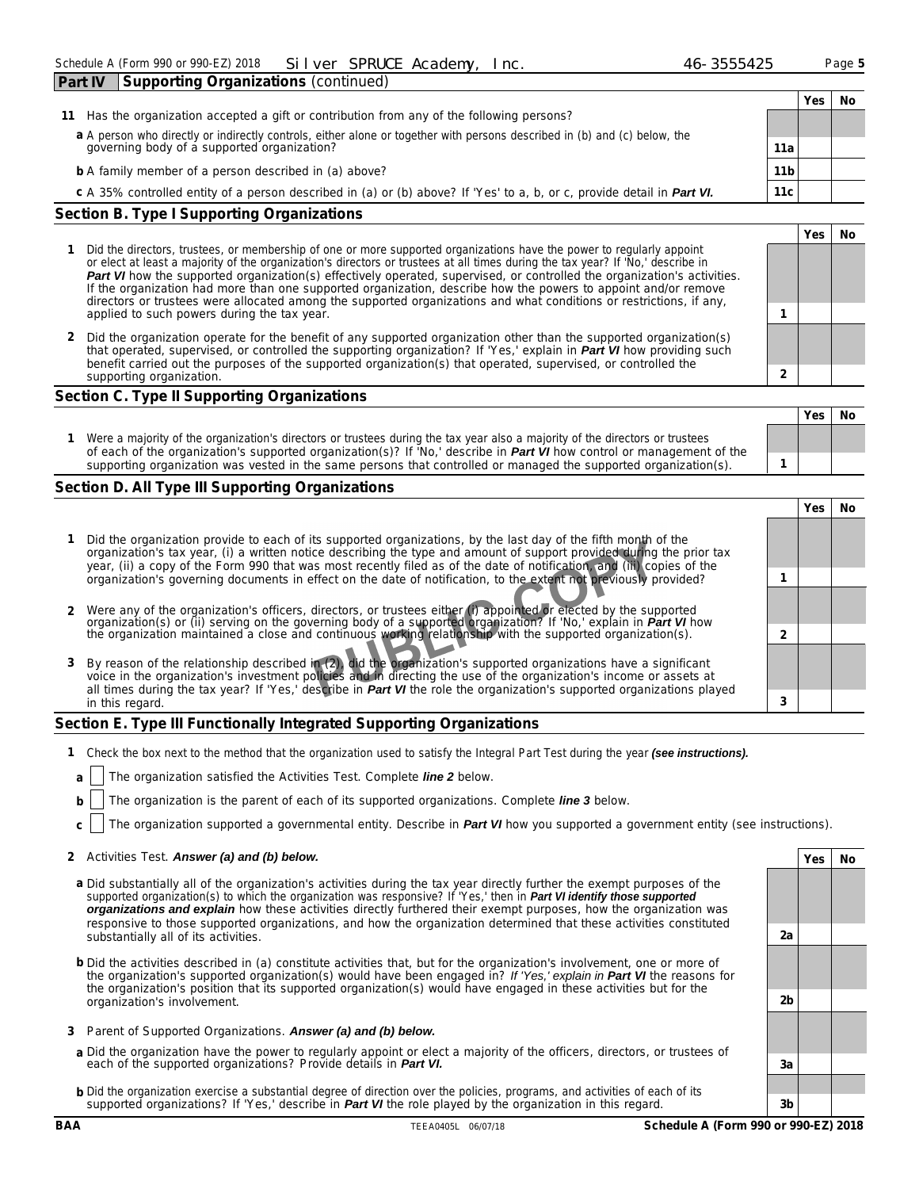Schedule A (Form 990 or 990-EZ) 2018 Silver SPRUCE Academy, Inc. 46-3555425 Page 5

## Part IV Supporting Organizations (continued)

| | | Yes | No |
|---|---|---|---|
| **11** Has the organization accepted a gift or contribution from any of the following persons? | | | |
| **a** A person who directly or indirectly controls, either alone or together with persons described in (b) and (c) below, the governing body of a supported organization? | 11a | | |
| **b** A family member of a person described in (a) above? | 11b | | |
| **c** A 35% controlled entity of a person described in (a) or (b) above? If 'Yes' to a, b, or c, provide detail in *Part VI.* | 11c | | |

### Section B. Type I Supporting Organizations

| | | Yes | No |
|---|---|---|---|
| **1** Did the directors, trustees, or membership of one or more supported organizations have the power to regularly appoint or elect at least a majority of the organization's directors or trustees at all times during the tax year? If 'No,' describe in ***Part VI*** how the supported organization(s) effectively operated, supervised, or controlled the organization's activities. If the organization had more than one supported organization, describe how the powers to appoint and/or remove directors or trustees were allocated among the supported organizations and what conditions or restrictions, if any, applied to such powers during the tax year. | 1 | | |
| **2** Did the organization operate for the benefit of any supported organization other than the supported organization(s) that operated, supervised, or controlled the supporting organization? If 'Yes,' explain in ***Part VI*** how providing such benefit carried out the purposes of the supported organization(s) that operated, supervised, or controlled the supporting organization. | 2 | | |

### Section C. Type II Supporting Organizations

| | | Yes | No |
|---|---|---|---|
| **1** Were a majority of the organization's directors or trustees during the tax year also a majority of the directors or trustees of each of the organization's supported organization(s)? If 'No,' describe in ***Part VI*** how control or management of the supporting organization was vested in the same persons that controlled or managed the supported organization(s). | 1 | | |

### Section D. All Type III Supporting Organizations

| | | Yes | No |
|---|---|---|---|
| **1** Did the organization provide to each of its supported organizations, by the last day of the fifth month of the organization's tax year, (i) a written notice describing the type and amount of support provided during the prior tax year, (ii) a copy of the Form 990 that was most recently filed as of the date of notification, and (iii) copies of the organization's governing documents in effect on the date of notification, to the extent not previously provided? | 1 | | |
| **2** Were any of the organization's officers, directors, or trustees either (i) appointed or elected by the supported organization(s) or (ii) serving on the governing body of a supported organization? If 'No,' explain in ***Part VI*** how the organization maintained a close and continuous working relationship with the supported organization(s). | 2 | | |
| **3** By reason of the relationship described in (2), did the organization's supported organizations have a significant voice in the organization's investment policies and in directing the use of the organization's income or assets at all times during the tax year? If 'Yes,' describe in ***Part VI*** the role the organization's supported organizations played in this regard. | 3 | | |

PUBLIC COPY

### Section E. Type III Functionally Integrated Supporting Organizations

**1** Check the box next to the method that the organization used to satisfy the Integral Part Test during the year ***(see instructions).***

- **a** ☐ The organization satisfied the Activities Test. Complete ***line 2*** below.
- **b** ☐ The organization is the parent of each of its supported organizations. Complete ***line 3*** below.
- **c** ☐ The organization supported a governmental entity. Describe in ***Part VI*** how you supported a government entity (see instructions).

| | | Yes | No |
|---|---|---|---|
| **2** Activities Test. ***Answer (a) and (b) below.*** | | | |
| **a** Did substantially all of the organization's activities during the tax year directly further the exempt purposes of the supported organization(s) to which the organization was responsive? If 'Yes,' then in ***Part VI identify those supported organizations and explain*** how these activities directly furthered their exempt purposes, how the organization was responsive to those supported organizations, and how the organization determined that these activities constituted substantially all of its activities. | 2a | | |
| **b** Did the activities described in (a) constitute activities that, but for the organization's involvement, one or more of the organization's supported organization(s) would have been engaged in? *If 'Yes,' explain in **Part VI*** the reasons for the organization's position that its supported organization(s) would have engaged in these activities but for the organization's involvement. | 2b | | |
| **3** Parent of Supported Organizations. ***Answer (a) and (b) below.*** | | | |
| **a** Did the organization have the power to regularly appoint or elect a majority of the officers, directors, or trustees of each of the supported organizations? Provide details in ***Part VI.*** | 3a | | |
| **b** Did the organization exercise a substantial degree of direction over the policies, programs, and activities of each of its supported organizations? If 'Yes,' describe in ***Part VI*** the role played by the organization in this regard. | 3b | | |

BAA TEEA0405L 06/07/18 **Schedule A (Form 990 or 990-EZ) 2018**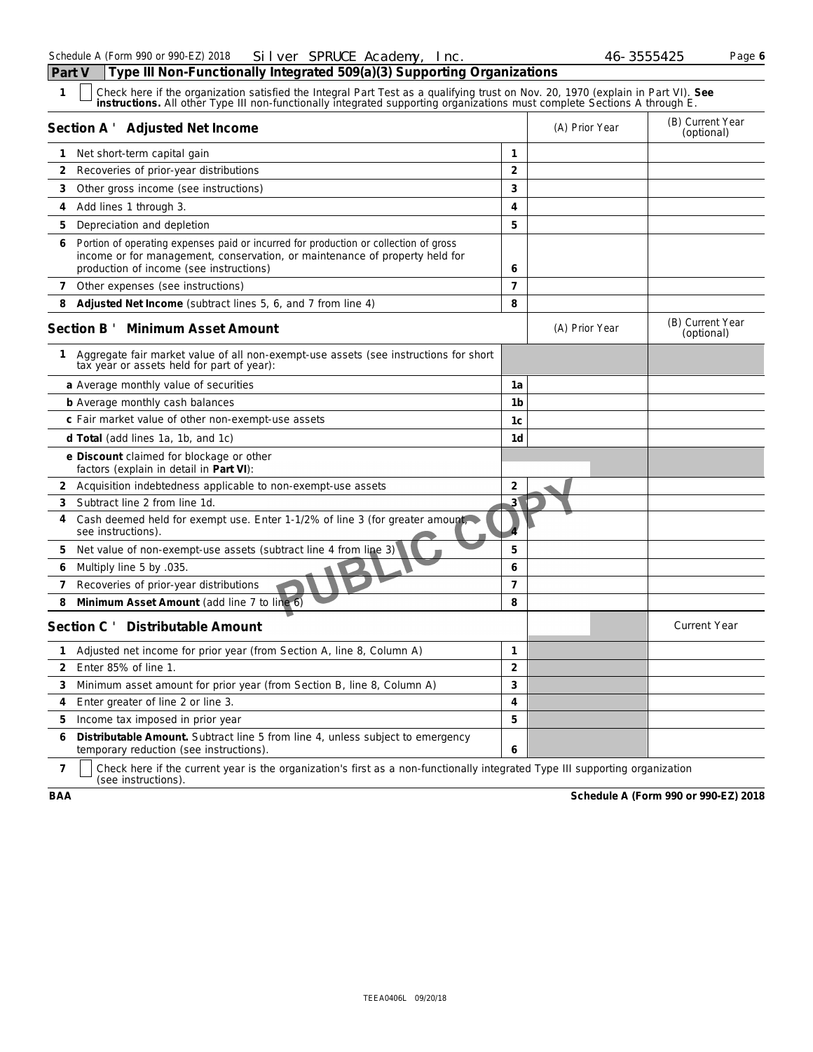Schedule A (Form 990 or 990-EZ) 2018 Silver SPRUCE Academy, Inc. 46-3555425 Page 6

## Part V Type III Non-Functionally Integrated 509(a)(3) Supporting Organizations

1 ☐ Check here if the organization satisfied the Integral Part Test as a qualifying trust on Nov. 20, 1970 (explain in Part VI). **See instructions.** All other Type III non-functionally integrated supporting organizations must complete Sections A through E.

| Section A ' Adjusted Net Income | | (A) Prior Year | (B) Current Year (optional) |
|---|---|---|---|
| 1 Net short-term capital gain | 1 | | |
| 2 Recoveries of prior-year distributions | 2 | | |
| 3 Other gross income (see instructions) | 3 | | |
| 4 Add lines 1 through 3. | 4 | | |
| 5 Depreciation and depletion | 5 | | |
| 6 Portion of operating expenses paid or incurred for production or collection of gross income or for management, conservation, or maintenance of property held for production of income (see instructions) | 6 | | |
| 7 Other expenses (see instructions) | 7 | | |
| 8 **Adjusted Net Income** (subtract lines 5, 6, and 7 from line 4) | 8 | | |

| Section B ' Minimum Asset Amount | | (A) Prior Year | (B) Current Year (optional) |
|---|---|---|---|
| 1 Aggregate fair market value of all non-exempt-use assets (see instructions for short tax year or assets held for part of year): | | | |
| **a** Average monthly value of securities | 1a | | |
| **b** Average monthly cash balances | 1b | | |
| **c** Fair market value of other non-exempt-use assets | 1c | | |
| **d Total** (add lines 1a, 1b, and 1c) | 1d | | |
| **e Discount** claimed for blockage or other factors (explain in detail in **Part VI**): | | | |
| 2 Acquisition indebtedness applicable to non-exempt-use assets | 2 | | |
| 3 Subtract line 2 from line 1d. | 3 | | |
| 4 Cash deemed held for exempt use. Enter 1-1/2% of line 3 (for greater amount, see instructions). | 4 | | |
| 5 Net value of non-exempt-use assets (subtract line 4 from line 3) | 5 | | |
| 6 Multiply line 5 by .035. | 6 | | |
| 7 Recoveries of prior-year distributions | 7 | | |
| 8 **Minimum Asset Amount** (add line 7 to line 6) | 8 | | |

| Section C ' Distributable Amount | | | Current Year |
|---|---|---|---|
| 1 Adjusted net income for prior year (from Section A, line 8, Column A) | 1 | | |
| 2 Enter 85% of line 1. | 2 | | |
| 3 Minimum asset amount for prior year (from Section B, line 8, Column A) | 3 | | |
| 4 Enter greater of line 2 or line 3. | 4 | | |
| 5 Income tax imposed in prior year | 5 | | |
| 6 **Distributable Amount.** Subtract line 5 from line 4, unless subject to emergency temporary reduction (see instructions). | 6 | | |

7 ☐ Check here if the current year is the organization's first as a non-functionally integrated Type III supporting organization (see instructions).

BAA Schedule A (Form 990 or 990-EZ) 2018

TEEA0406L 09/20/18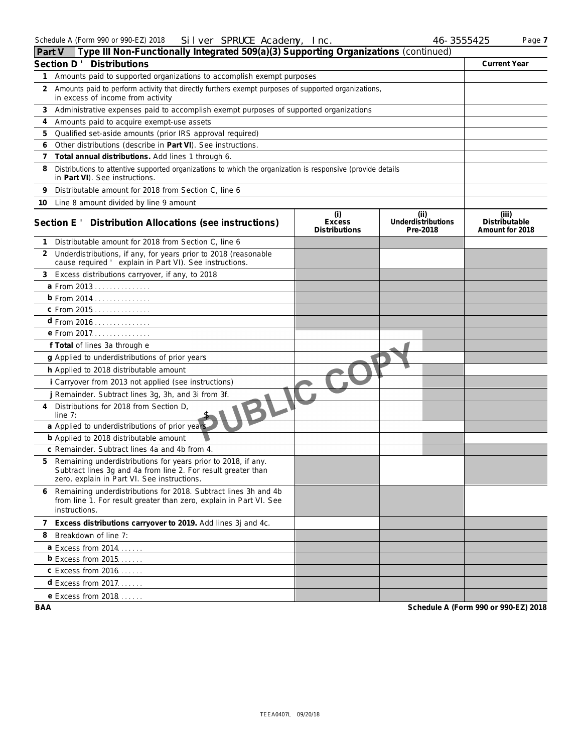Schedule A (Form 990 or 990-EZ) 2018 Silver SPRUCE Academy, Inc. 46-3555425

## Part V Type III Non-Functionally Integrated 509(a)(3) Supporting Organizations (continued)

| Section D ' Distributions | Current Year |
|---|---|
| 1 Amounts paid to supported organizations to accomplish exempt purposes | |
| 2 Amounts paid to perform activity that directly furthers exempt purposes of supported organizations, in excess of income from activity | |
| 3 Administrative expenses paid to accomplish exempt purposes of supported organizations | |
| 4 Amounts paid to acquire exempt-use assets | |
| 5 Qualified set-aside amounts (prior IRS approval required) | |
| 6 Other distributions (describe in **Part VI**). See instructions. | |
| 7 **Total annual distributions.** Add lines 1 through 6. | |
| 8 Distributions to attentive supported organizations to which the organization is responsive (provide details in **Part VI**). See instructions. | |
| 9 Distributable amount for 2018 from Section C, line 6 | |
| 10 Line 8 amount divided by line 9 amount | |

| Section E ' Distribution Allocations (see instructions) | (i) Excess Distributions | (ii) Underdistributions Pre-2018 | (iii) Distributable Amount for 2018 |
|---|---|---|---|
| 1 Distributable amount for 2018 from Section C, line 6 | | | |
| 2 Underdistributions, if any, for years prior to 2018 (reasonable cause required ' explain in Part VI). See instructions. | | | |
| 3 Excess distributions carryover, if any, to 2018 | | | |
| a From 2013 | | | |
| b From 2014 | | | |
| c From 2015 | | | |
| d From 2016 | | | |
| e From 2017 | | | |
| f **Total** of lines 3a through e | | | |
| g Applied to underdistributions of prior years | | | |
| h Applied to 2018 distributable amount | | | |
| i Carryover from 2013 not applied (see instructions) | | | |
| j Remainder. Subtract lines 3g, 3h, and 3i from 3f. | | | |
| 4 Distributions for 2018 from Section D, line 7: $ | | | |
| a Applied to underdistributions of prior years | | | |
| b Applied to 2018 distributable amount | | | |
| c Remainder. Subtract lines 4a and 4b from 4. | | | |
| 5 Remaining underdistributions for years prior to 2018, if any. Subtract lines 3g and 4a from line 2. For result greater than zero, explain in Part VI. See instructions. | | | |
| 6 Remaining underdistributions for 2018. Subtract lines 3h and 4b from line 1. For result greater than zero, explain in Part VI. See instructions. | | | |
| 7 **Excess distributions carryover to 2019.** Add lines 3j and 4c. | | | |
| 8 Breakdown of line 7: | | | |
| a Excess from 2014 | | | |
| b Excess from 2015 | | | |
| c Excess from 2016 | | | |
| d Excess from 2017 | | | |
| e Excess from 2018 | | | |

PUBLIC COPY

BAA Schedule A (Form 990 or 990-EZ) 2018

TEEA0407L 09/20/18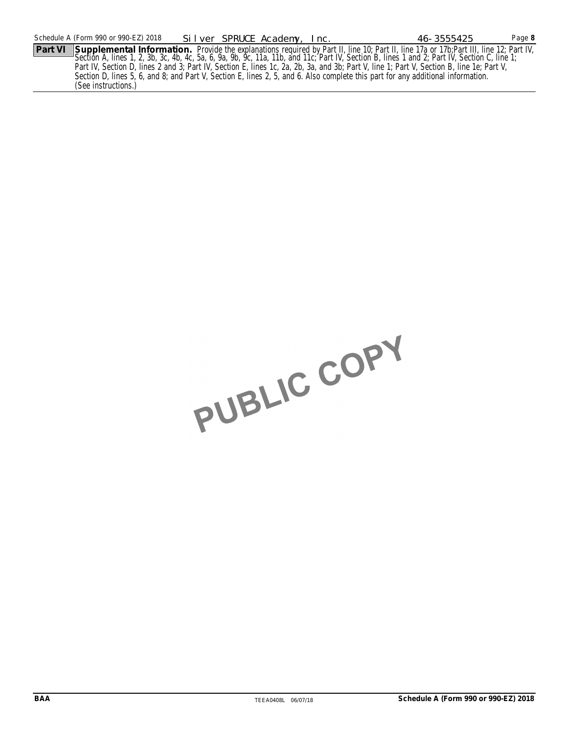Schedule A (Form 990 or 990-EZ) 2018 Silver SPRUCE Academy, Inc. 46-3555425

**Part VI** **Supplemental Information.** Provide the explanations required by Part II, line 10; Part II, line 17a or 17b; Part III, line 12; Part IV, Section A, lines 1, 2, 3b, 3c, 4b, 4c, 5a, 6, 9a, 9b, 9c, 11a, 11b, and 11c; Part IV, Section B, lines 1 and 2; Part IV, Section C, line 1; Part IV, Section D, lines 2 and 3; Part IV, Section E, lines 1c, 2a, 2b, 3a, and 3b; Part V, line 1; Part V, Section B, line 1e; Part V, Section D, lines 5, 6, and 8; and Part V, Section E, lines 2, 5, and 6. Also complete this part for any additional information. (See instructions.)

PUBLIC COPY

BAA TEEA0408L 06/07/18 **Schedule A (Form 990 or 990-EZ) 2018**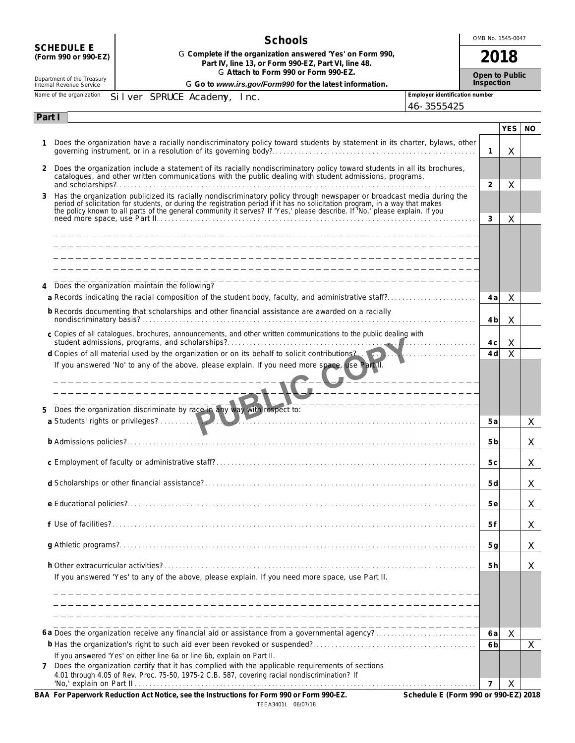**SCHEDULE E (Form 990 or 990-EZ)**

Department of the Treasury
Internal Revenue Service

# Schools

► Complete if the organization answered 'Yes' on Form 990, Part IV, line 13, or Form 990-EZ, Part VI, line 48.
► Attach to Form 990 or Form 990-EZ.
► Go to www.irs.gov/Form990 for the latest information.

OMB No. 1545-0047

**2018**

**Open to Public Inspection**

Name of the organization: Silver SPRUCE Academy, Inc.

Employer identification number: 46-3555425

## Part I

| | | | YES | NO |
|---|---|---|---|---|
| **1** | Does the organization have a racially nondiscriminatory policy toward students by statement in its charter, bylaws, other governing instrument, or in a resolution of its governing body? | 1 | X | |
| **2** | Does the organization include a statement of its racially nondiscriminatory policy toward students in all its brochures, catalogues, and other written communications with the public dealing with student admissions, programs, and scholarships? | 2 | X | |
| **3** | Has the organization publicized its racially nondiscriminatory policy through newspaper or broadcast media during the period of solicitation for students, or during the registration period if it has no solicitation program, in a way that makes the policy known to all parts of the general community it serves? If 'Yes,' please describe. If 'No,' please explain. If you need more space, use Part II. | 3 | X | |
| **4** | Does the organization maintain the following? | | | |
| **a** | Records indicating the racial composition of the student body, faculty, and administrative staff? | 4a | X | |
| **b** | Records documenting that scholarships and other financial assistance are awarded on a racially nondiscriminatory basis? | 4b | X | |
| **c** | Copies of all catalogues, brochures, announcements, and other written communications to the public dealing with student admissions, programs, and scholarships? | 4c | X | |
| **d** | Copies of all material used by the organization or on its behalf to solicit contributions? | 4d | X | |
| | If you answered 'No' to any of the above, please explain. If you need more space, use Part II. | | | |
| **5** | Does the organization discriminate by race in any way with respect to: | | | |
| **a** | Students' rights or privileges? | 5a | | X |
| **b** | Admissions policies? | 5b | | X |
| **c** | Employment of faculty or administrative staff? | 5c | | X |
| **d** | Scholarships or other financial assistance? | 5d | | X |
| **e** | Educational policies? | 5e | | X |
| **f** | Use of facilities? | 5f | | X |
| **g** | Athletic programs? | 5g | | X |
| **h** | Other extracurricular activities? | 5h | | X |
| | If you answered 'Yes' to any of the above, please explain. If you need more space, use Part II. | | | |
| **6a** | Does the organization receive any financial aid or assistance from a governmental agency? | 6a | X | |
| **b** | Has the organization's right to such aid ever been revoked or suspended? | 6b | | X |
| | If you answered 'Yes' on either line 6a or line 6b, explain on Part II. | | | |
| **7** | Does the organization certify that it has complied with the applicable requirements of sections 4.01 through 4.05 of Rev. Proc. 75-50, 1975-2 C.B. 587, covering racial nondiscrimination? If 'No,' explain on Part II | 7 | X | |

PUBLIC COPY

**BAA For Paperwork Reduction Act Notice, see the Instructions for Form 990 or Form 990-EZ.** TEEA3401L 06/07/18 **Schedule E (Form 990 or 990-EZ) 2018**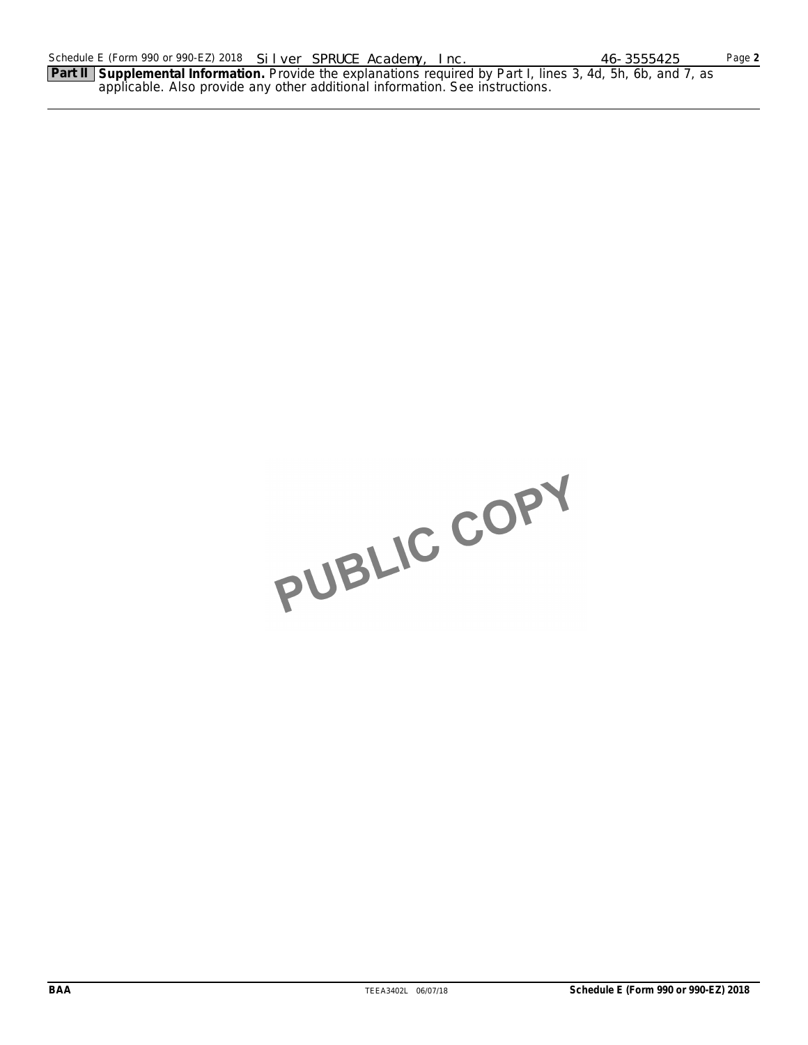Schedule E (Form 990 or 990-EZ) 2018 Silver SPRUCE Academy, Inc. 46-3555425

**Part II** **Supplemental Information.** Provide the explanations required by Part I, lines 3, 4d, 5h, 6b, and 7, as applicable. Also provide any other additional information. See instructions.

PUBLIC COPY

BAA TEEA3402L 06/07/18 **Schedule E (Form 990 or 990-EZ) 2018**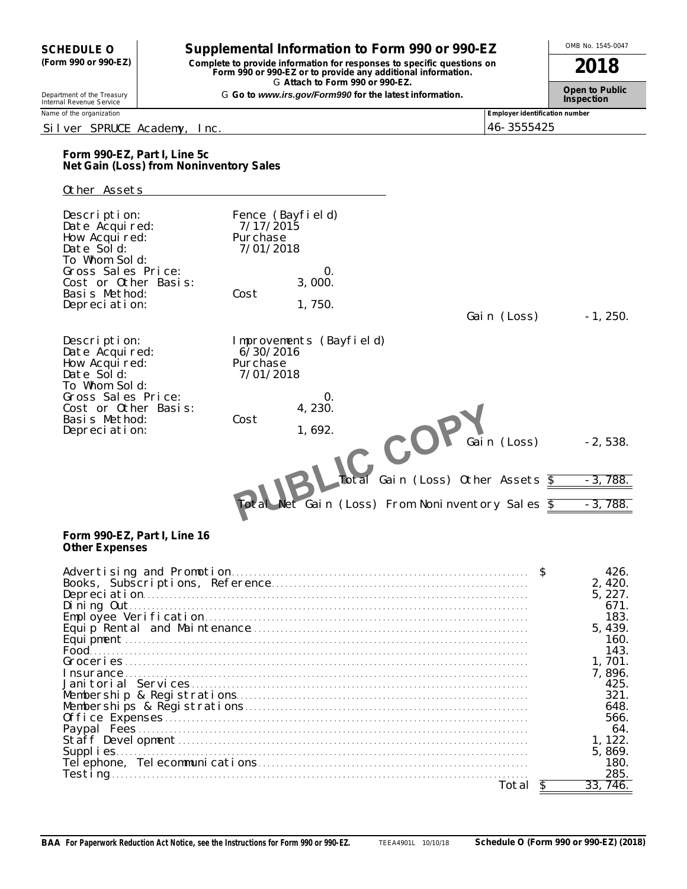**SCHEDULE O (Form 990 or 990-EZ)**

Department of the Treasury
Internal Revenue Service

# Supplemental Information to Form 990 or 990-EZ

**Complete to provide information for responses to specific questions on Form 990 or 990-EZ or to provide any additional information.**
**Attach to Form 990 or 990-EZ.**
**Go to www.irs.gov/Form990 for the latest information.**

OMB No. 1545-0047

**2018**

**Open to Public Inspection**

Name of the organization: Silver SPRUCE Academy, Inc.

Employer identification number: 46-3555425

## Form 990-EZ, Part I, Line 5c
## Net Gain (Loss) from Noninventory Sales

Other Assets

| | |
|---|---|
| Description: | Fence (Bayfield) |
| Date Acquired: | 7/17/2015 |
| How Acquired: | Purchase |
| Date Sold: | 7/01/2018 |
| To Whom Sold: | |
| Gross Sales Price: | 0. |
| Cost or Other Basis: | 3,000. |
| Basis Method: | Cost |
| Depreciation: | 1,750. |
| Gain (Loss) | -1,250. |

| | |
|---|---|
| Description: | Improvements (Bayfield) |
| Date Acquired: | 6/30/2016 |
| How Acquired: | Purchase |
| Date Sold: | 7/01/2018 |
| To Whom Sold: | |
| Gross Sales Price: | 0. |
| Cost or Other Basis: | 4,230. |
| Basis Method: | Cost |
| Depreciation: | 1,692. |
| Gain (Loss) | -2,538. |

Total Gain (Loss) Other Assets $ -3,788.

Total Net Gain (Loss) From Noninventory Sales $ -3,788.

PUBLIC COPY

## Form 990-EZ, Part I, Line 16
## Other Expenses

| Expense | Amount |
|---|---|
| Advertising and Promotion | $ 426. |
| Books, Subscriptions, Reference | 2,420. |
| Depreciation | 5,227. |
| Dining Out | 671. |
| Employee Verification | 183. |
| Equip Rental and Maintenance | 5,439. |
| Equipment | 160. |
| Food | 143. |
| Groceries | 1,701. |
| Insurance | 7,896. |
| Janitorial Services | 425. |
| Membership & Registrations | 321. |
| Memberships & Registrations | 648. |
| Office Expenses | 566. |
| Paypal Fees | 64. |
| Staff Development | 1,122. |
| Supplies | 5,869. |
| Telephone, Telecommunications | 180. |
| Testing | 285. |
| Total | $ 33,746. |

BAA For Paperwork Reduction Act Notice, see the Instructions for Form 990 or 990-EZ. TEEA4901L 10/10/18 Schedule O (Form 990 or 990-EZ) (2018)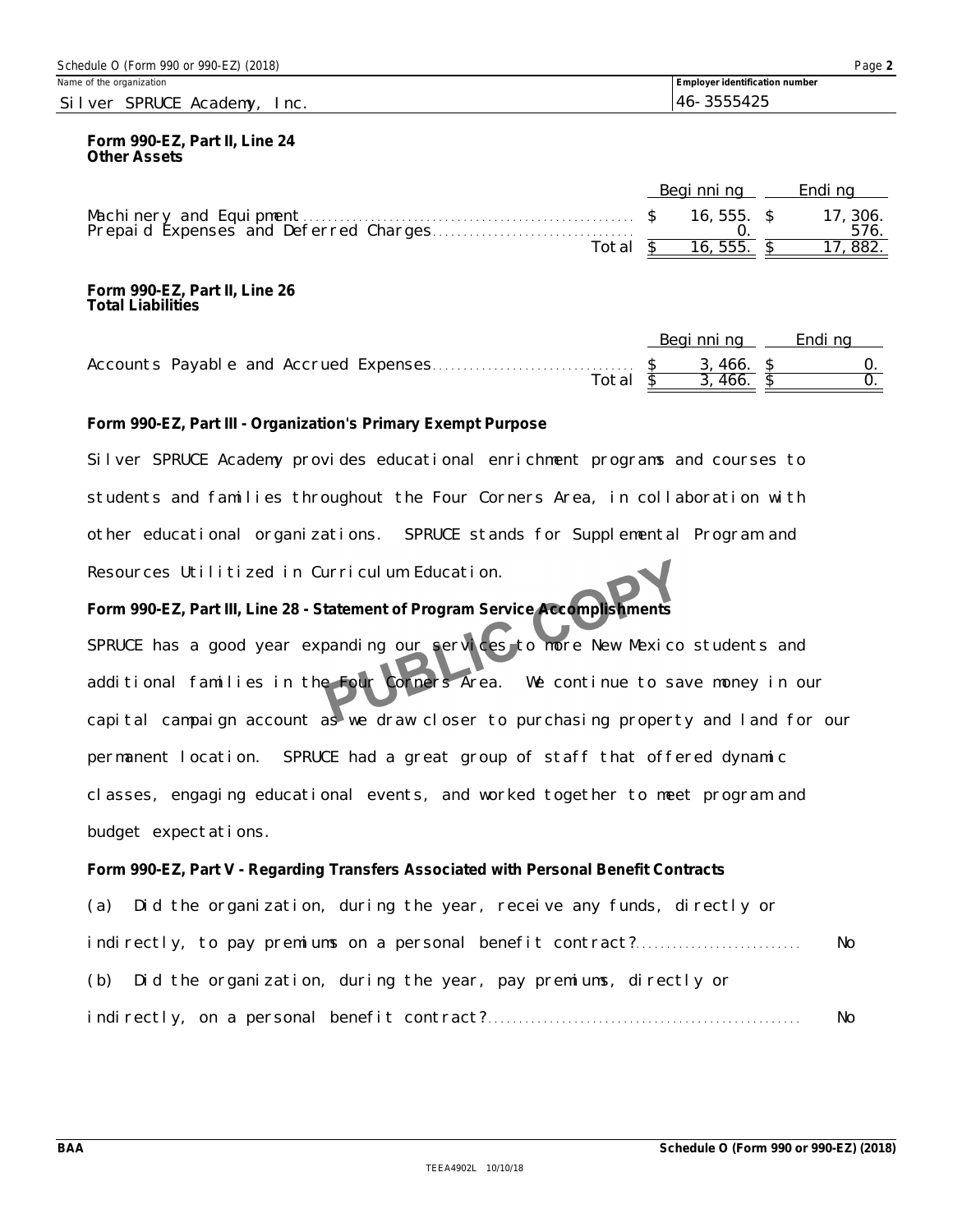Schedule O (Form 990 or 990-EZ) (2018)

Name of the organization: Silver SPRUCE Academy, Inc.

Employer identification number: 46-3555425

**Form 990-EZ, Part II, Line 24**
**Other Assets**

| | Beginning | Ending |
|---|---|---|
| Machinery and Equipment | $ 16,555. | $ 17,306. |
| Prepaid Expenses and Deferred Charges | 0. | 576. |
| Total | $ 16,555. | $ 17,882. |

**Form 990-EZ, Part II, Line 26**
**Total Liabilities**

| | Beginning | Ending |
|---|---|---|
| Accounts Payable and Accrued Expenses | $ 3,466. | $ 0. |
| Total | $ 3,466. | $ 0. |

**Form 990-EZ, Part III - Organization's Primary Exempt Purpose**

Silver SPRUCE Academy provides educational enrichment programs and courses to students and families throughout the Four Corners Area, in collaboration with other educational organizations. SPRUCE stands for Supplemental Program and Resources Utilitized in Curriculum Education.

**Form 990-EZ, Part III, Line 28 - Statement of Program Service Accomplishments**

SPRUCE has a good year expanding our services to more New Mexico students and additional families in the Four Corners Area. We continue to save money in our capital campaign account as we draw closer to purchasing property and land for our permanent location. SPRUCE had a great group of staff that offered dynamic classes, engaging educational events, and worked together to meet program and budget expectations.

**Form 990-EZ, Part V - Regarding Transfers Associated with Personal Benefit Contracts**

(a) Did the organization, during the year, receive any funds, directly or indirectly, to pay premiums on a personal benefit contract? No

(b) Did the organization, during the year, pay premiums, directly or indirectly, on a personal benefit contract? No

PUBLIC COPY

BAA

TEEA4902L 10/10/18

Schedule O (Form 990 or 990-EZ) (2018)